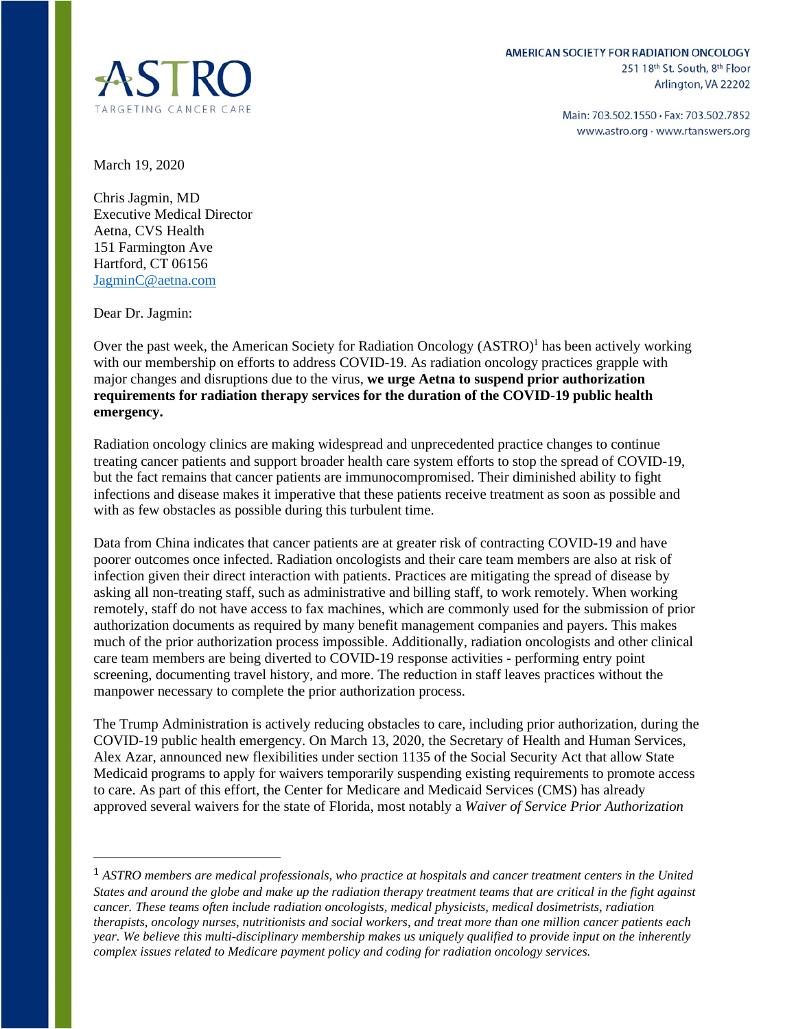ASTRO
TARGETING CANCER CARE

AMERICAN SOCIETY FOR RADIATION ONCOLOGY
251 18th St. South, 8th Floor
Arlington, VA 22202

Main: 703.502.1550 · Fax: 703.502.7852
www.astro.org · www.rtanswers.org

March 19, 2020

Chris Jagmin, MD
Executive Medical Director
Aetna, CVS Health
151 Farmington Ave
Hartford, CT 06156
JagminC@aetna.com

Dear Dr. Jagmin:

Over the past week, the American Society for Radiation Oncology (ASTRO)[1] has been actively working with our membership on efforts to address COVID-19. As radiation oncology practices grapple with major changes and disruptions due to the virus, **we urge Aetna to suspend prior authorization requirements for radiation therapy services for the duration of the COVID-19 public health emergency.**

Radiation oncology clinics are making widespread and unprecedented practice changes to continue treating cancer patients and support broader health care system efforts to stop the spread of COVID-19, but the fact remains that cancer patients are immunocompromised. Their diminished ability to fight infections and disease makes it imperative that these patients receive treatment as soon as possible and with as few obstacles as possible during this turbulent time.

Data from China indicates that cancer patients are at greater risk of contracting COVID-19 and have poorer outcomes once infected. Radiation oncologists and their care team members are also at risk of infection given their direct interaction with patients. Practices are mitigating the spread of disease by asking all non-treating staff, such as administrative and billing staff, to work remotely. When working remotely, staff do not have access to fax machines, which are commonly used for the submission of prior authorization documents as required by many benefit management companies and payers. This makes much of the prior authorization process impossible. Additionally, radiation oncologists and other clinical care team members are being diverted to COVID-19 response activities - performing entry point screening, documenting travel history, and more. The reduction in staff leaves practices without the manpower necessary to complete the prior authorization process.

The Trump Administration is actively reducing obstacles to care, including prior authorization, during the COVID-19 public health emergency. On March 13, 2020, the Secretary of Health and Human Services, Alex Azar, announced new flexibilities under section 1135 of the Social Security Act that allow State Medicaid programs to apply for waivers temporarily suspending existing requirements to promote access to care. As part of this effort, the Center for Medicare and Medicaid Services (CMS) has already approved several waivers for the state of Florida, most notably a *Waiver of Service Prior Authorization*

---

[1] *ASTRO members are medical professionals, who practice at hospitals and cancer treatment centers in the United States and around the globe and make up the radiation therapy treatment teams that are critical in the fight against cancer. These teams often include radiation oncologists, medical physicists, medical dosimetrists, radiation therapists, oncology nurses, nutritionists and social workers, and treat more than one million cancer patients each year. We believe this multi-disciplinary membership makes us uniquely qualified to provide input on the inherently complex issues related to Medicare payment policy and coding for radiation oncology services.*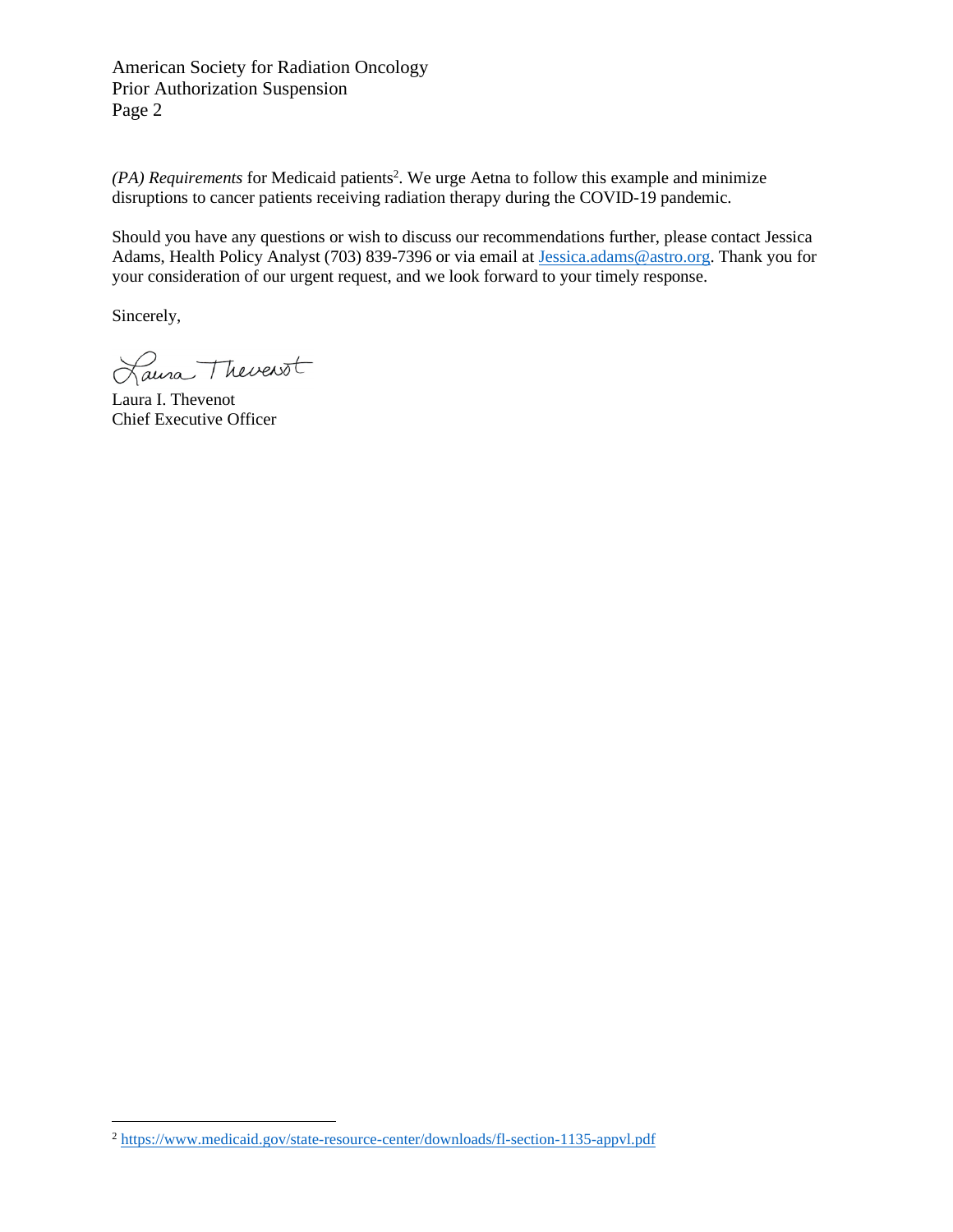*(PA) Requirements* for Medicaid patients[2]. We urge Aetna to follow this example and minimize disruptions to cancer patients receiving radiation therapy during the COVID-19 pandemic.

Should you have any questions or wish to discuss our recommendations further, please contact Jessica Adams, Health Policy Analyst (703) 839-7396 or via email at Jessica.adams@astro.org. Thank you for your consideration of our urgent request, and we look forward to your timely response.

Sincerely,

Laura I. Thevenot
Chief Executive Officer

---

[2] https://www.medicaid.gov/state-resource-center/downloads/fl-section-1135-appvl.pdf